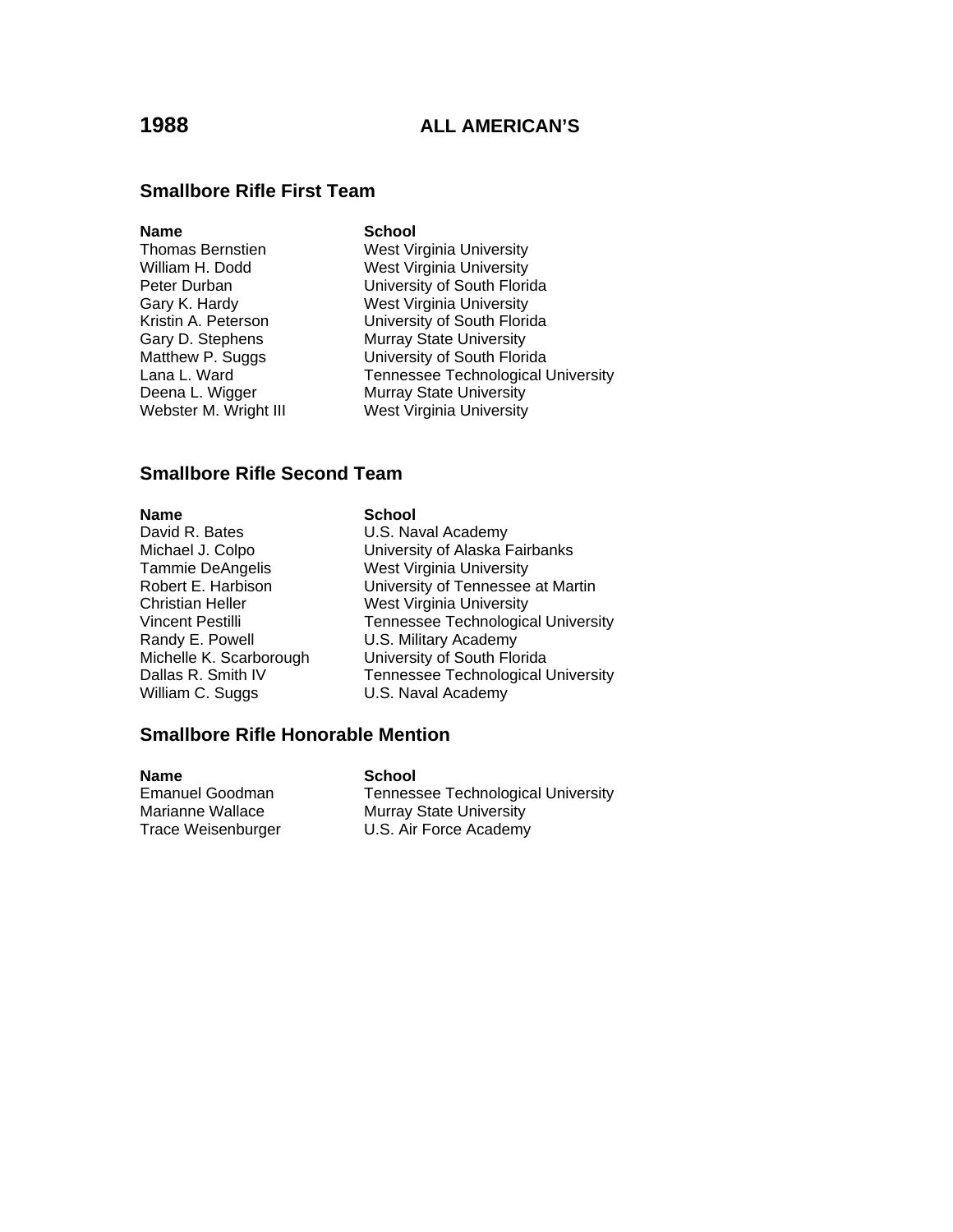# 1988 ALL AMERICAN'S

## Smallbore Rifle First Team

| Name | School |
|---|---|
| Thomas Bernstien | West Virginia University |
| William H. Dodd | West Virginia University |
| Peter Durban | University of South Florida |
| Gary K. Hardy | West Virginia University |
| Kristin A. Peterson | University of South Florida |
| Gary D. Stephens | Murray State University |
| Matthew P. Suggs | University of South Florida |
| Lana L. Ward | Tennessee Technological University |
| Deena L. Wigger | Murray State University |
| Webster M. Wright III | West Virginia University |

## Smallbore Rifle Second Team

| Name | School |
|---|---|
| David R. Bates | U.S. Naval Academy |
| Michael J. Colpo | University of Alaska Fairbanks |
| Tammie DeAngelis | West Virginia University |
| Robert E. Harbison | University of Tennessee at Martin |
| Christian Heller | West Virginia University |
| Vincent Pestilli | Tennessee Technological University |
| Randy E. Powell | U.S. Military Academy |
| Michelle K. Scarborough | University of South Florida |
| Dallas R. Smith IV | Tennessee Technological University |
| William C. Suggs | U.S. Naval Academy |

## Smallbore Rifle Honorable Mention

| Name | School |
|---|---|
| Emanuel Goodman | Tennessee Technological University |
| Marianne Wallace | Murray State University |
| Trace Weisenburger | U.S. Air Force Academy |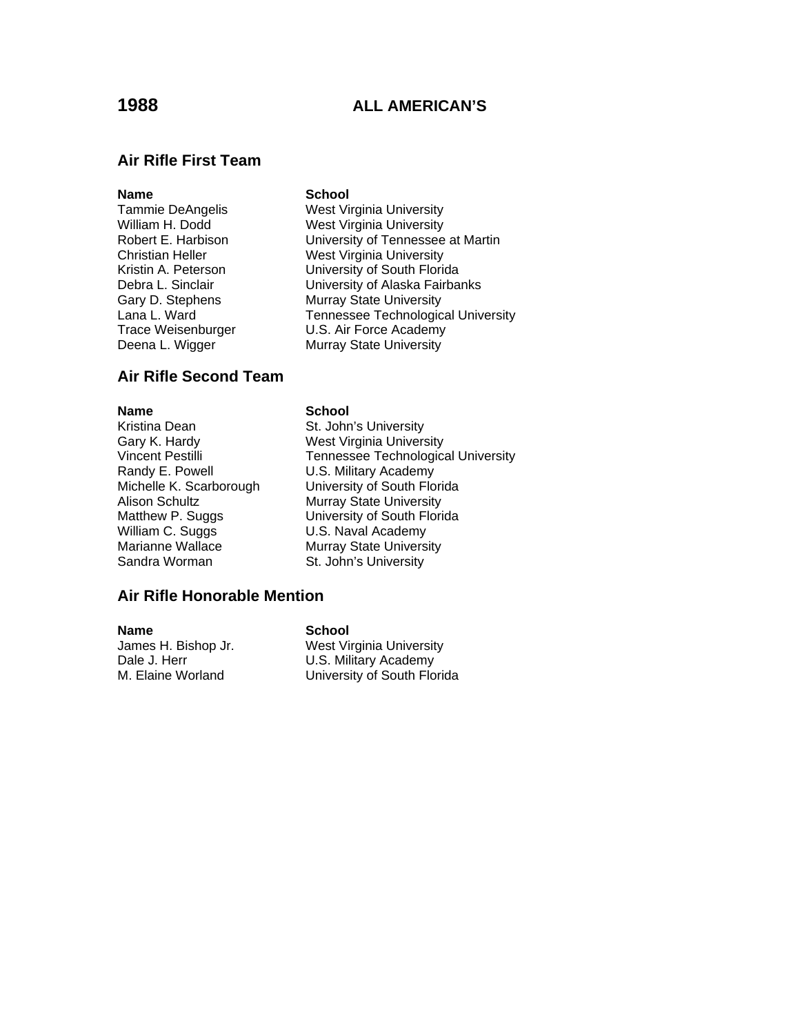# 1988 ALL AMERICAN'S

## Air Rifle First Team

| Name | School |
|---|---|
| Tammie DeAngelis | West Virginia University |
| William H. Dodd | West Virginia University |
| Robert E. Harbison | University of Tennessee at Martin |
| Christian Heller | West Virginia University |
| Kristin A. Peterson | University of South Florida |
| Debra L. Sinclair | University of Alaska Fairbanks |
| Gary D. Stephens | Murray State University |
| Lana L. Ward | Tennessee Technological University |
| Trace Weisenburger | U.S. Air Force Academy |
| Deena L. Wigger | Murray State University |

## Air Rifle Second Team

| Name | School |
|---|---|
| Kristina Dean | St. John's University |
| Gary K. Hardy | West Virginia University |
| Vincent Pestilli | Tennessee Technological University |
| Randy E. Powell | U.S. Military Academy |
| Michelle K. Scarborough | University of South Florida |
| Alison Schultz | Murray State University |
| Matthew P. Suggs | University of South Florida |
| William C. Suggs | U.S. Naval Academy |
| Marianne Wallace | Murray State University |
| Sandra Worman | St. John's University |

## Air Rifle Honorable Mention

| Name | School |
|---|---|
| James H. Bishop Jr. | West Virginia University |
| Dale J. Herr | U.S. Military Academy |
| M. Elaine Worland | University of South Florida |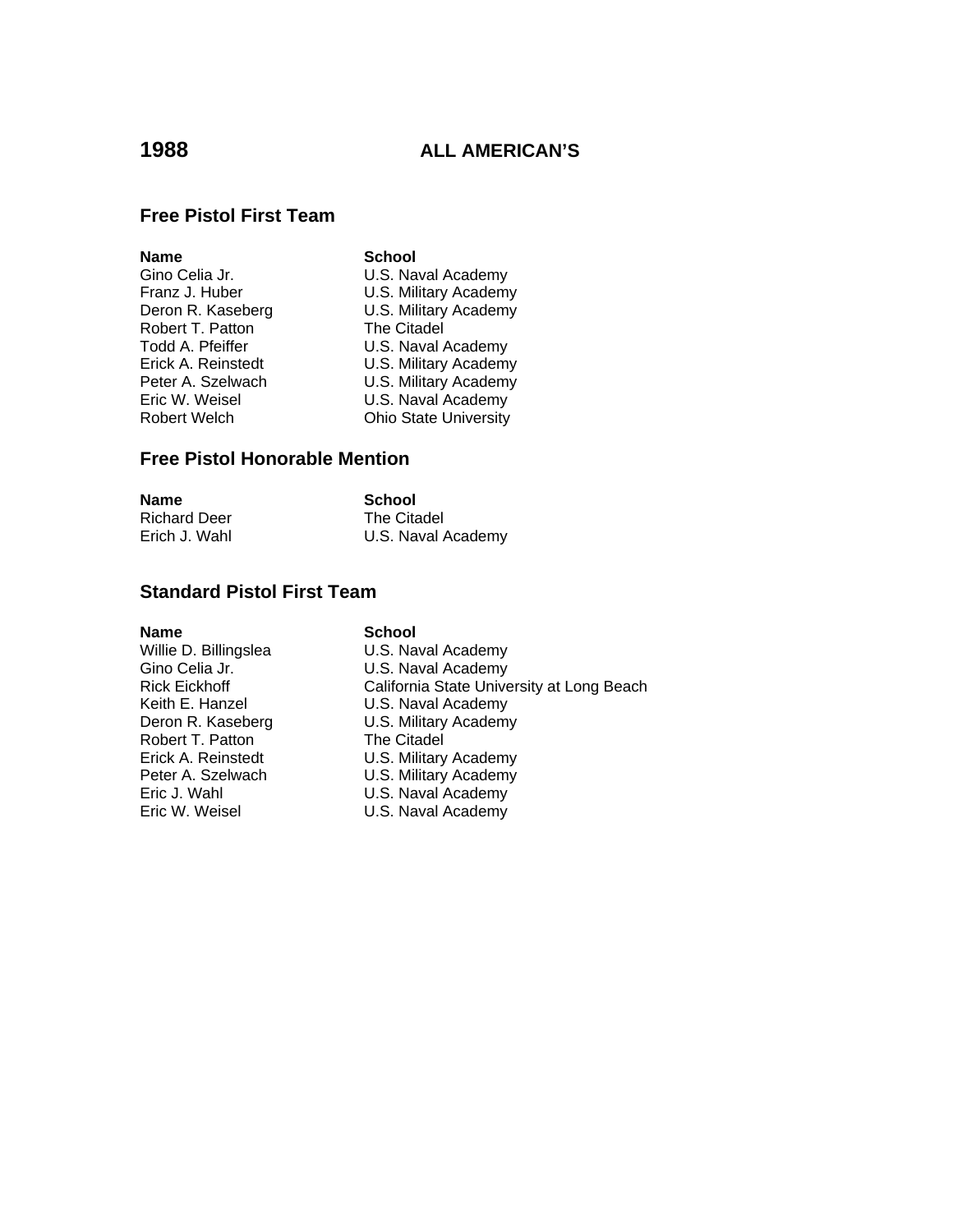# 1988 ALL AMERICAN'S

## Free Pistol First Team

| Name | School |
|---|---|
| Gino Celia Jr. | U.S. Naval Academy |
| Franz J. Huber | U.S. Military Academy |
| Deron R. Kaseberg | U.S. Military Academy |
| Robert T. Patton | The Citadel |
| Todd A. Pfeiffer | U.S. Naval Academy |
| Erick A. Reinstedt | U.S. Military Academy |
| Peter A. Szelwach | U.S. Military Academy |
| Eric W. Weisel | U.S. Naval Academy |
| Robert Welch | Ohio State University |

## Free Pistol Honorable Mention

| Name | School |
|---|---|
| Richard Deer | The Citadel |
| Erich J. Wahl | U.S. Naval Academy |

## Standard Pistol First Team

| Name | School |
|---|---|
| Willie D. Billingslea | U.S. Naval Academy |
| Gino Celia Jr. | U.S. Naval Academy |
| Rick Eickhoff | California State University at Long Beach |
| Keith E. Hanzel | U.S. Naval Academy |
| Deron R. Kaseberg | U.S. Military Academy |
| Robert T. Patton | The Citadel |
| Erick A. Reinstedt | U.S. Military Academy |
| Peter A. Szelwach | U.S. Military Academy |
| Eric J. Wahl | U.S. Naval Academy |
| Eric W. Weisel | U.S. Naval Academy |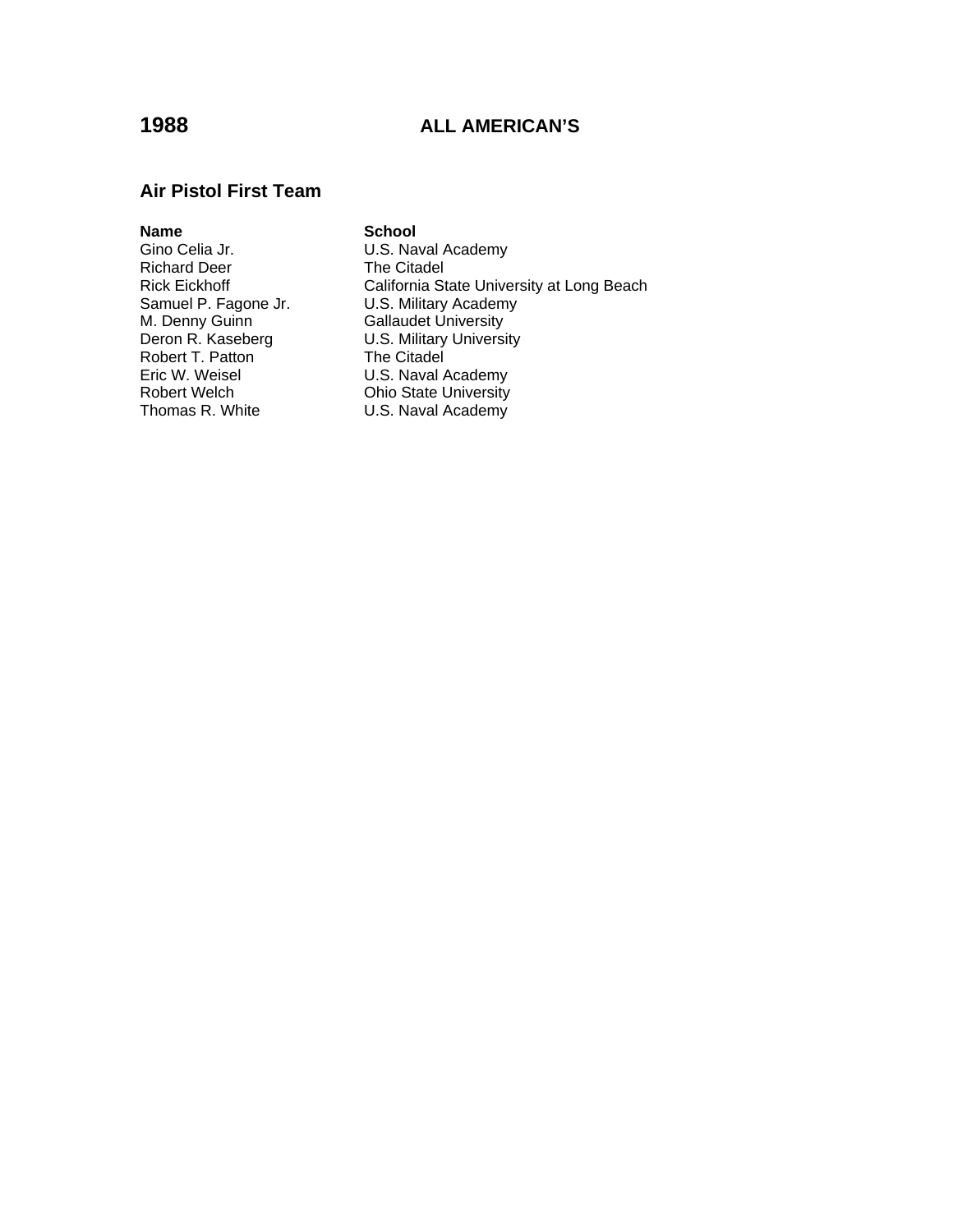# 1988 ALL AMERICAN'S

## Air Pistol First Team

| Name | School |
| --- | --- |
| Gino Celia Jr. | U.S. Naval Academy |
| Richard Deer | The Citadel |
| Rick Eickhoff | California State University at Long Beach |
| Samuel P. Fagone Jr. | U.S. Military Academy |
| M. Denny Guinn | Gallaudet University |
| Deron R. Kaseberg | U.S. Military University |
| Robert T. Patton | The Citadel |
| Eric W. Weisel | U.S. Naval Academy |
| Robert Welch | Ohio State University |
| Thomas R. White | U.S. Naval Academy |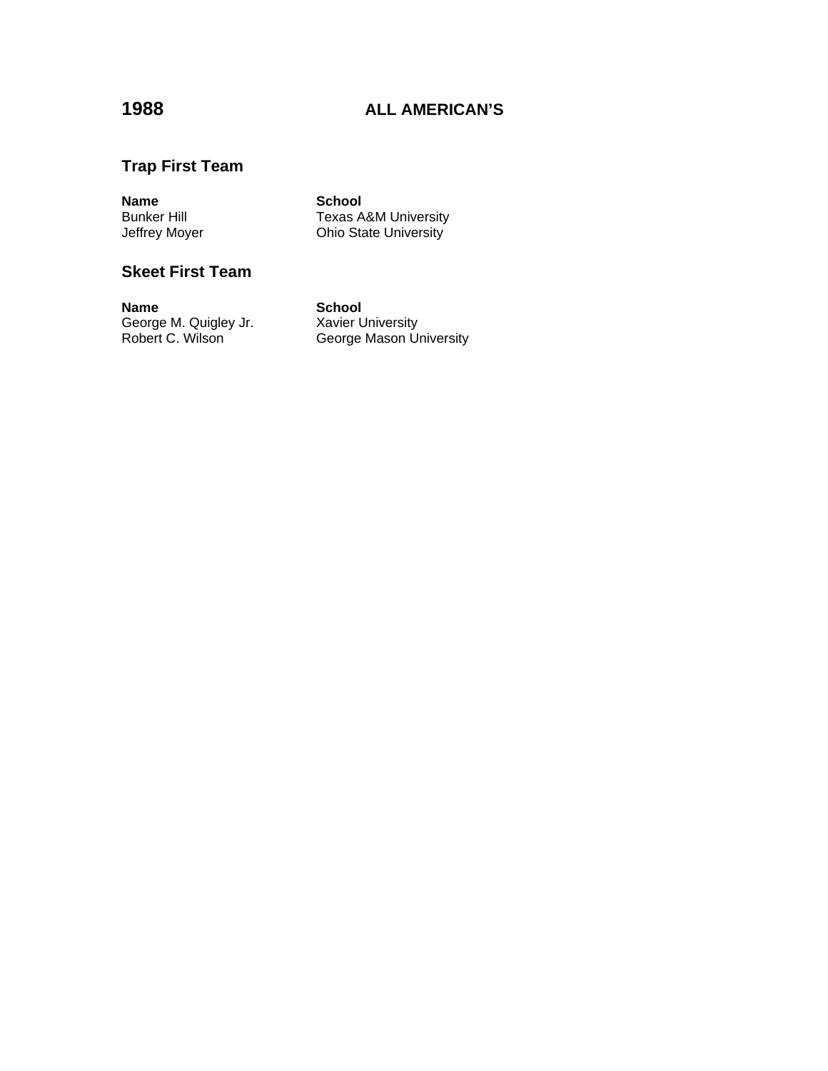# 1988 ALL AMERICAN'S

## Trap First Team

| Name | School |
|---|---|
| Bunker Hill | Texas A&M University |
| Jeffrey Moyer | Ohio State University |

## Skeet First Team

| Name | School |
|---|---|
| George M. Quigley Jr. | Xavier University |
| Robert C. Wilson | George Mason University |